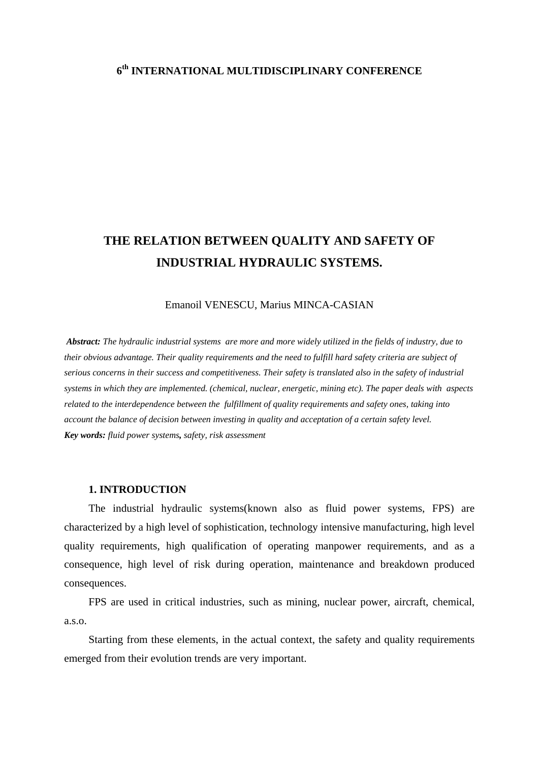**6th INTERNATIONAL MULTIDISCIPLINARY CONFERENCE**

# THE RELATION BETWEEN QUALITY AND SAFETY OF INDUSTRIAL HYDRAULIC SYSTEMS.

Emanoil VENESCU, Marius MINCA-CASIAN

***Abstract:*** *The hydraulic industrial systems are more and more widely utilized in the fields of industry, due to their obvious advantage. Their quality requirements and the need to fulfill hard safety criteria are subject of serious concerns in their success and competitiveness. Their safety is translated also in the safety of industrial systems in which they are implemented. (chemical, nuclear, energetic, mining etc). The paper deals with aspects related to the interdependence between the fulfillment of quality requirements and safety ones, taking into account the balance of decision between investing in quality and acceptation of a certain safety level.*

***Key words:*** *fluid power systems**,** safety, risk assessment*

## 1. INTRODUCTION

The industrial hydraulic systems(known also as fluid power systems, FPS) are characterized by a high level of sophistication, technology intensive manufacturing, high level quality requirements, high qualification of operating manpower requirements, and as a consequence, high level of risk during operation, maintenance and breakdown produced consequences.

FPS are used in critical industries, such as mining, nuclear power, aircraft, chemical, a.s.o.

Starting from these elements, in the actual context, the safety and quality requirements emerged from their evolution trends are very important.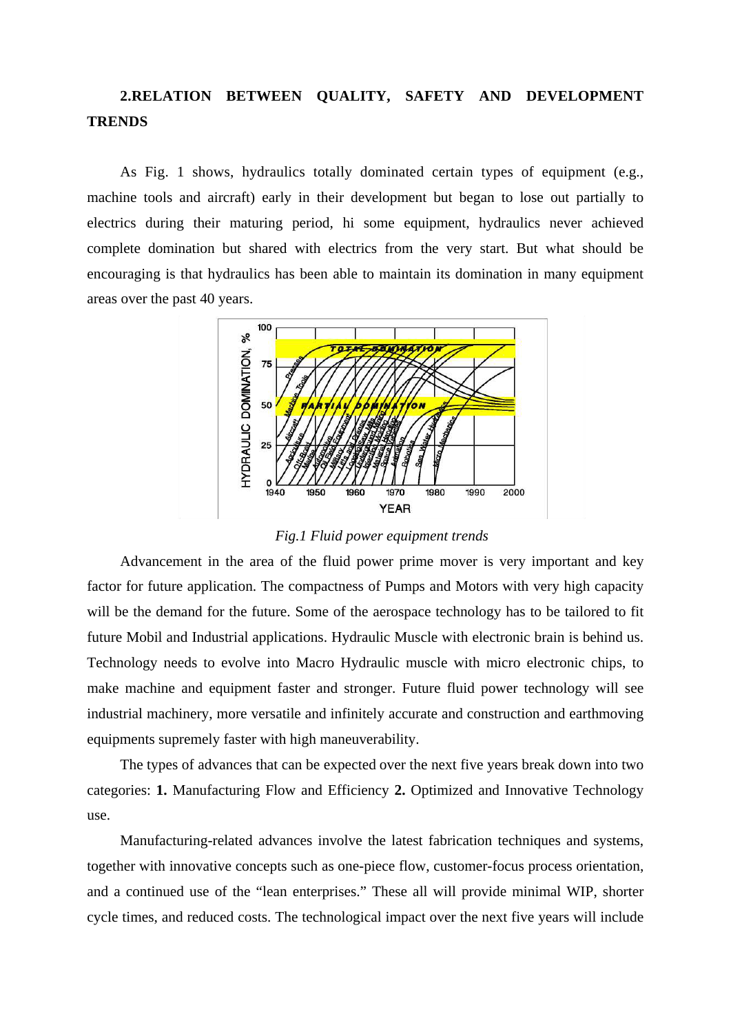## 2.RELATION BETWEEN QUALITY, SAFETY AND DEVELOPMENT TRENDS

As Fig. 1 shows, hydraulics totally dominated certain types of equipment (e.g., machine tools and aircraft) early in their development but began to lose out partially to electrics during their maturing period, hi some equipment, hydraulics never achieved complete domination but shared with electrics from the very start. But what should be encouraging is that hydraulics has been able to maintain its domination in many equipment areas over the past 40 years.

*Fig.1 Fluid power equipment trends*

Advancement in the area of the fluid power prime mover is very important and key factor for future application. The compactness of Pumps and Motors with very high capacity will be the demand for the future. Some of the aerospace technology has to be tailored to fit future Mobil and Industrial applications. Hydraulic Muscle with electronic brain is behind us. Technology needs to evolve into Macro Hydraulic muscle with micro electronic chips, to make machine and equipment faster and stronger. Future fluid power technology will see industrial machinery, more versatile and infinitely accurate and construction and earthmoving equipments supremely faster with high maneuverability.

The types of advances that can be expected over the next five years break down into two categories: **1.** Manufacturing Flow and Efficiency **2.** Optimized and Innovative Technology use.

Manufacturing-related advances involve the latest fabrication techniques and systems, together with innovative concepts such as one-piece flow, customer-focus process orientation, and a continued use of the "lean enterprises." These all will provide minimal WIP, shorter cycle times, and reduced costs. The technological impact over the next five years will include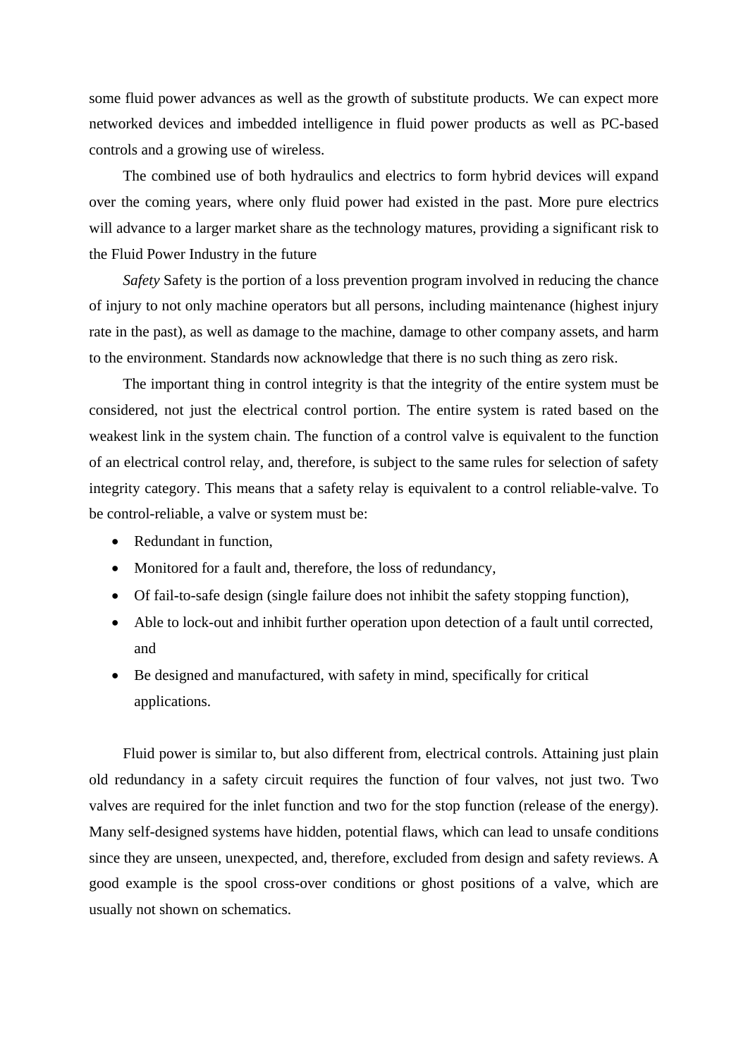some fluid power advances as well as the growth of substitute products. We can expect more networked devices and imbedded intelligence in fluid power products as well as PC-based controls and a growing use of wireless.

The combined use of both hydraulics and electrics to form hybrid devices will expand over the coming years, where only fluid power had existed in the past. More pure electrics will advance to a larger market share as the technology matures, providing a significant risk to the Fluid Power Industry in the future

*Safety* Safety is the portion of a loss prevention program involved in reducing the chance of injury to not only machine operators but all persons, including maintenance (highest injury rate in the past), as well as damage to the machine, damage to other company assets, and harm to the environment. Standards now acknowledge that there is no such thing as zero risk.

The important thing in control integrity is that the integrity of the entire system must be considered, not just the electrical control portion. The entire system is rated based on the weakest link in the system chain. The function of a control valve is equivalent to the function of an electrical control relay, and, therefore, is subject to the same rules for selection of safety integrity category. This means that a safety relay is equivalent to a control reliable-valve. To be control-reliable, a valve or system must be:

- Redundant in function,
- Monitored for a fault and, therefore, the loss of redundancy,
- Of fail-to-safe design (single failure does not inhibit the safety stopping function),
- Able to lock-out and inhibit further operation upon detection of a fault until corrected, and
- Be designed and manufactured, with safety in mind, specifically for critical applications.

Fluid power is similar to, but also different from, electrical controls. Attaining just plain old redundancy in a safety circuit requires the function of four valves, not just two. Two valves are required for the inlet function and two for the stop function (release of the energy). Many self-designed systems have hidden, potential flaws, which can lead to unsafe conditions since they are unseen, unexpected, and, therefore, excluded from design and safety reviews. A good example is the spool cross-over conditions or ghost positions of a valve, which are usually not shown on schematics.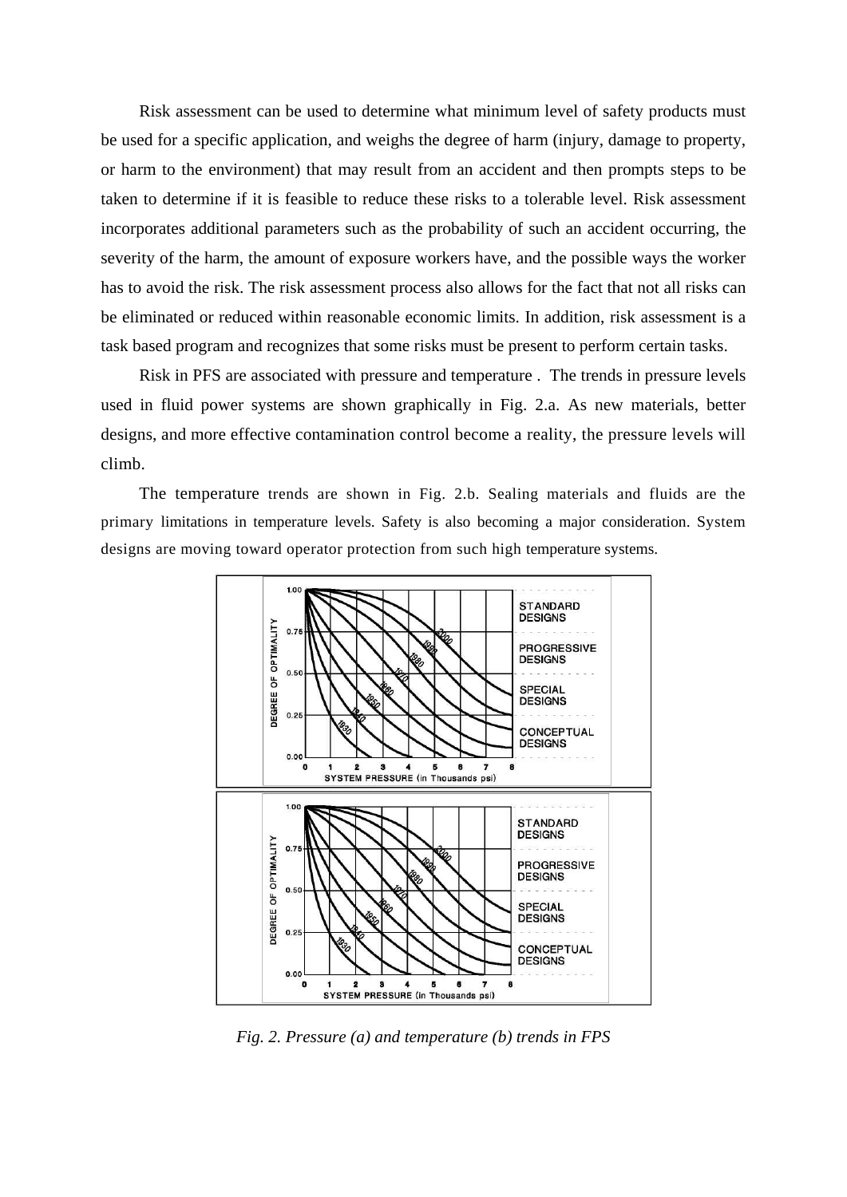Risk assessment can be used to determine what minimum level of safety products must be used for a specific application, and weighs the degree of harm (injury, damage to property, or harm to the environment) that may result from an accident and then prompts steps to be taken to determine if it is feasible to reduce these risks to a tolerable level. Risk assessment incorporates additional parameters such as the probability of such an accident occurring, the severity of the harm, the amount of exposure workers have, and the possible ways the worker has to avoid the risk. The risk assessment process also allows for the fact that not all risks can be eliminated or reduced within reasonable economic limits. In addition, risk assessment is a task based program and recognizes that some risks must be present to perform certain tasks.

Risk in PFS are associated with pressure and temperature . The trends in pressure levels used in fluid power systems are shown graphically in Fig. 2.a. As new materials, better designs, and more effective contamination control become a reality, the pressure levels will climb.

The temperature trends are shown in Fig. 2.b. Sealing materials and fluids are the primary limitations in temperature levels. Safety is also becoming a major consideration. System designs are moving toward operator protection from such high temperature systems.

DEGREE OF OPTIMALITY
1.00
0.75
0.50
0.25
0.00
0 1 2 3 4 5 6 7 8
SYSTEM PRESSURE (in Thousands psi)
1930 1940 1950 1960 1970 1980 1990 2000
STANDARD DESIGNS
PROGRESSIVE DESIGNS
SPECIAL DESIGNS
CONCEPTUAL DESIGNS

DEGREE OF OPTIMALITY
1.00
0.75
0.50
0.25
0.00
0 1 2 3 4 5 6 7 8
SYSTEM PRESSURE (in Thousands psi)
1930 1940 1950 1960 1970 1980 1990 2000
STANDARD DESIGNS
PROGRESSIVE DESIGNS
SPECIAL DESIGNS
CONCEPTUAL DESIGNS

*Fig. 2. Pressure (a) and temperature (b) trends in FPS*